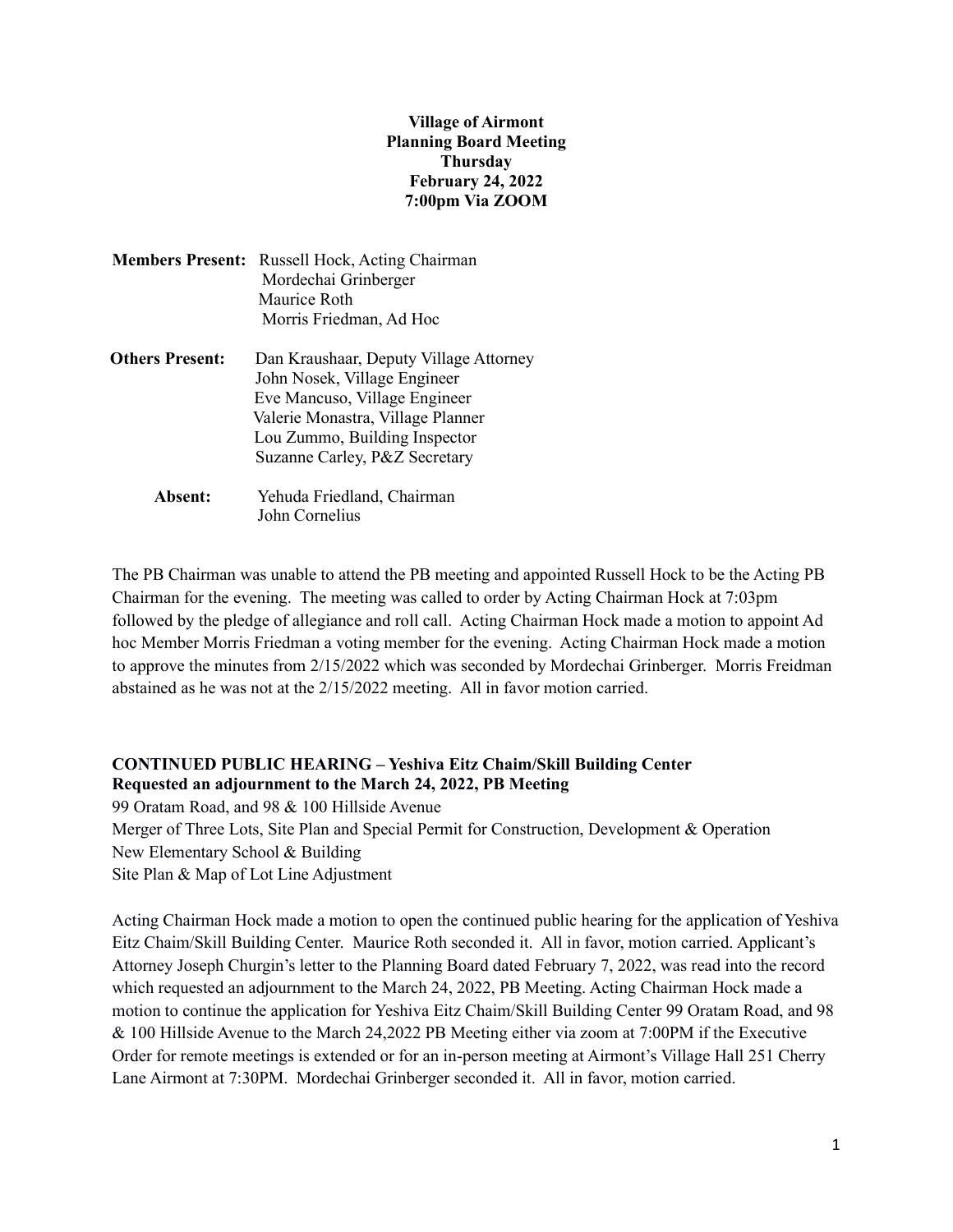**Village of Airmont**
**Planning Board Meeting**
**Thursday**
**February 24, 2022**
**7:00pm Via ZOOM**

**Members Present:** Russell Hock, Acting Chairman
Mordechai Grinberger
Maurice Roth
Morris Friedman, Ad Hoc

**Others Present:** Dan Kraushaar, Deputy Village Attorney
John Nosek, Village Engineer
Eve Mancuso, Village Engineer
Valerie Monastra, Village Planner
Lou Zummo, Building Inspector
Suzanne Carley, P&Z Secretary

**Absent:** Yehuda Friedland, Chairman
John Cornelius

The PB Chairman was unable to attend the PB meeting and appointed Russell Hock to be the Acting PB Chairman for the evening. The meeting was called to order by Acting Chairman Hock at 7:03pm followed by the pledge of allegiance and roll call. Acting Chairman Hock made a motion to appoint Ad hoc Member Morris Friedman a voting member for the evening. Acting Chairman Hock made a motion to approve the minutes from 2/15/2022 which was seconded by Mordechai Grinberger. Morris Freidman abstained as he was not at the 2/15/2022 meeting. All in favor motion carried.

**CONTINUED PUBLIC HEARING – Yeshiva Eitz Chaim/Skill Building Center**
**Requested an adjournment to the March 24, 2022, PB Meeting**
99 Oratam Road, and 98 & 100 Hillside Avenue
Merger of Three Lots, Site Plan and Special Permit for Construction, Development & Operation
New Elementary School & Building
Site Plan & Map of Lot Line Adjustment

Acting Chairman Hock made a motion to open the continued public hearing for the application of Yeshiva Eitz Chaim/Skill Building Center. Maurice Roth seconded it. All in favor, motion carried. Applicant's Attorney Joseph Churgin's letter to the Planning Board dated February 7, 2022, was read into the record which requested an adjournment to the March 24, 2022, PB Meeting. Acting Chairman Hock made a motion to continue the application for Yeshiva Eitz Chaim/Skill Building Center 99 Oratam Road, and 98 & 100 Hillside Avenue to the March 24,2022 PB Meeting either via zoom at 7:00PM if the Executive Order for remote meetings is extended or for an in-person meeting at Airmont's Village Hall 251 Cherry Lane Airmont at 7:30PM. Mordechai Grinberger seconded it. All in favor, motion carried.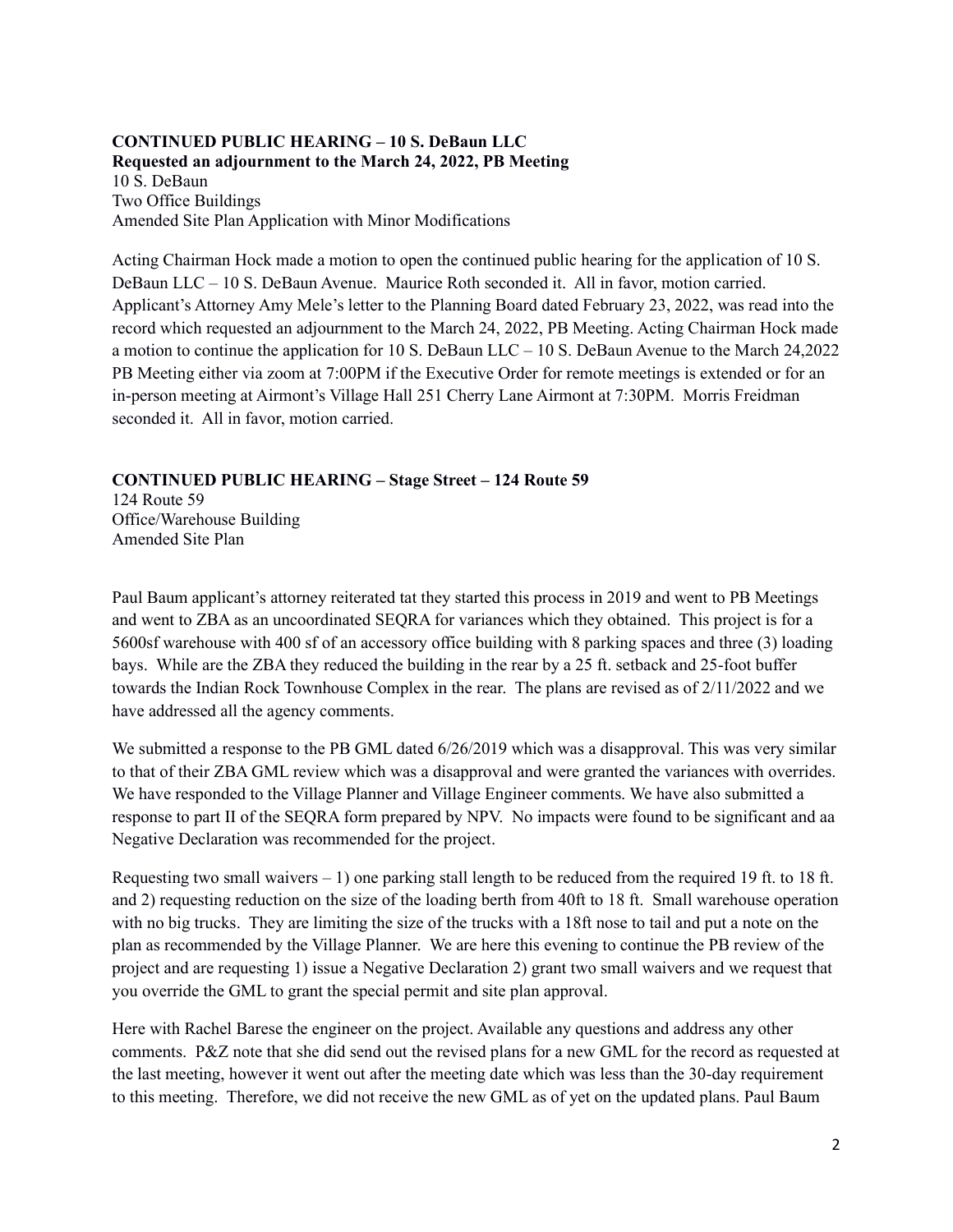**CONTINUED PUBLIC HEARING – 10 S. DeBaun LLC**
**Requested an adjournment to the March 24, 2022, PB Meeting**
10 S. DeBaun
Two Office Buildings
Amended Site Plan Application with Minor Modifications

Acting Chairman Hock made a motion to open the continued public hearing for the application of 10 S. DeBaun LLC – 10 S. DeBaun Avenue. Maurice Roth seconded it. All in favor, motion carried. Applicant's Attorney Amy Mele's letter to the Planning Board dated February 23, 2022, was read into the record which requested an adjournment to the March 24, 2022, PB Meeting. Acting Chairman Hock made a motion to continue the application for 10 S. DeBaun LLC – 10 S. DeBaun Avenue to the March 24,2022 PB Meeting either via zoom at 7:00PM if the Executive Order for remote meetings is extended or for an in-person meeting at Airmont's Village Hall 251 Cherry Lane Airmont at 7:30PM. Morris Freidman seconded it. All in favor, motion carried.

**CONTINUED PUBLIC HEARING – Stage Street – 124 Route 59**
124 Route 59
Office/Warehouse Building
Amended Site Plan

Paul Baum applicant's attorney reiterated tat they started this process in 2019 and went to PB Meetings and went to ZBA as an uncoordinated SEQRA for variances which they obtained. This project is for a 5600sf warehouse with 400 sf of an accessory office building with 8 parking spaces and three (3) loading bays. While are the ZBA they reduced the building in the rear by a 25 ft. setback and 25-foot buffer towards the Indian Rock Townhouse Complex in the rear. The plans are revised as of 2/11/2022 and we have addressed all the agency comments.

We submitted a response to the PB GML dated 6/26/2019 which was a disapproval. This was very similar to that of their ZBA GML review which was a disapproval and were granted the variances with overrides. We have responded to the Village Planner and Village Engineer comments. We have also submitted a response to part II of the SEQRA form prepared by NPV. No impacts were found to be significant and aa Negative Declaration was recommended for the project.

Requesting two small waivers – 1) one parking stall length to be reduced from the required 19 ft. to 18 ft. and 2) requesting reduction on the size of the loading berth from 40ft to 18 ft. Small warehouse operation with no big trucks. They are limiting the size of the trucks with a 18ft nose to tail and put a note on the plan as recommended by the Village Planner. We are here this evening to continue the PB review of the project and are requesting 1) issue a Negative Declaration 2) grant two small waivers and we request that you override the GML to grant the special permit and site plan approval.

Here with Rachel Barese the engineer on the project. Available any questions and address any other comments. P&Z note that she did send out the revised plans for a new GML for the record as requested at the last meeting, however it went out after the meeting date which was less than the 30-day requirement to this meeting. Therefore, we did not receive the new GML as of yet on the updated plans. Paul Baum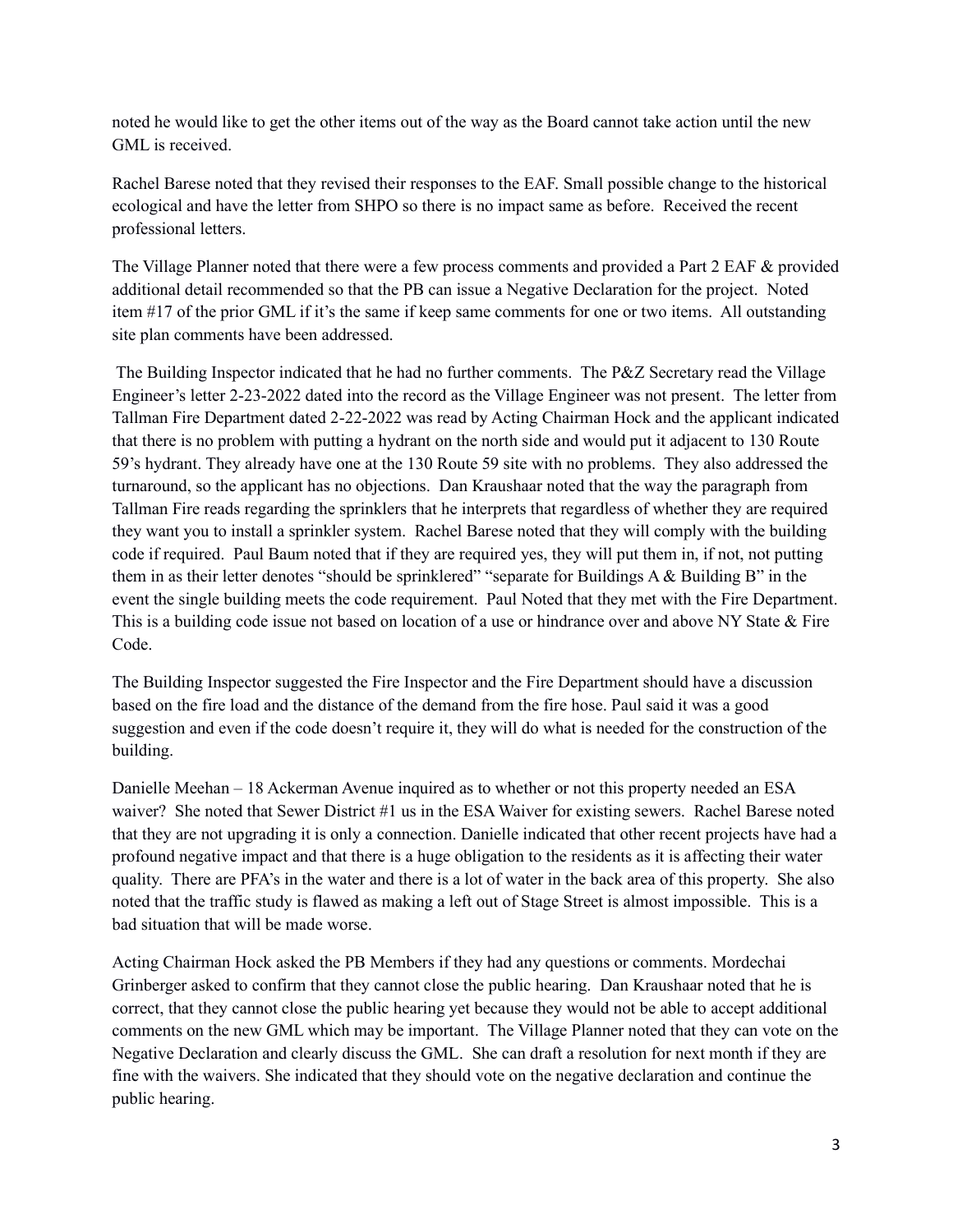noted he would like to get the other items out of the way as the Board cannot take action until the new GML is received.

Rachel Barese noted that they revised their responses to the EAF. Small possible change to the historical ecological and have the letter from SHPO so there is no impact same as before. Received the recent professional letters.

The Village Planner noted that there were a few process comments and provided a Part 2 EAF & provided additional detail recommended so that the PB can issue a Negative Declaration for the project. Noted item #17 of the prior GML if it's the same if keep same comments for one or two items. All outstanding site plan comments have been addressed.

The Building Inspector indicated that he had no further comments. The P&Z Secretary read the Village Engineer's letter 2-23-2022 dated into the record as the Village Engineer was not present. The letter from Tallman Fire Department dated 2-22-2022 was read by Acting Chairman Hock and the applicant indicated that there is no problem with putting a hydrant on the north side and would put it adjacent to 130 Route 59's hydrant. They already have one at the 130 Route 59 site with no problems. They also addressed the turnaround, so the applicant has no objections. Dan Kraushaar noted that the way the paragraph from Tallman Fire reads regarding the sprinklers that he interprets that regardless of whether they are required they want you to install a sprinkler system. Rachel Barese noted that they will comply with the building code if required. Paul Baum noted that if they are required yes, they will put them in, if not, not putting them in as their letter denotes "should be sprinklered" "separate for Buildings A & Building B" in the event the single building meets the code requirement. Paul Noted that they met with the Fire Department. This is a building code issue not based on location of a use or hindrance over and above NY State & Fire Code.

The Building Inspector suggested the Fire Inspector and the Fire Department should have a discussion based on the fire load and the distance of the demand from the fire hose. Paul said it was a good suggestion and even if the code doesn't require it, they will do what is needed for the construction of the building.

Danielle Meehan – 18 Ackerman Avenue inquired as to whether or not this property needed an ESA waiver? She noted that Sewer District #1 us in the ESA Waiver for existing sewers. Rachel Barese noted that they are not upgrading it is only a connection. Danielle indicated that other recent projects have had a profound negative impact and that there is a huge obligation to the residents as it is affecting their water quality. There are PFA's in the water and there is a lot of water in the back area of this property. She also noted that the traffic study is flawed as making a left out of Stage Street is almost impossible. This is a bad situation that will be made worse.

Acting Chairman Hock asked the PB Members if they had any questions or comments. Mordechai Grinberger asked to confirm that they cannot close the public hearing. Dan Kraushaar noted that he is correct, that they cannot close the public hearing yet because they would not be able to accept additional comments on the new GML which may be important. The Village Planner noted that they can vote on the Negative Declaration and clearly discuss the GML. She can draft a resolution for next month if they are fine with the waivers. She indicated that they should vote on the negative declaration and continue the public hearing.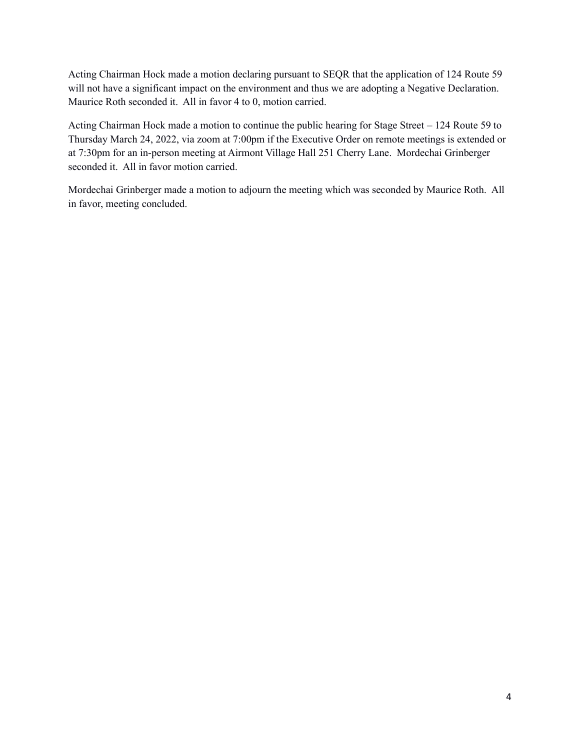Acting Chairman Hock made a motion declaring pursuant to SEQR that the application of 124 Route 59 will not have a significant impact on the environment and thus we are adopting a Negative Declaration. Maurice Roth seconded it. All in favor 4 to 0, motion carried.

Acting Chairman Hock made a motion to continue the public hearing for Stage Street – 124 Route 59 to Thursday March 24, 2022, via zoom at 7:00pm if the Executive Order on remote meetings is extended or at 7:30pm for an in-person meeting at Airmont Village Hall 251 Cherry Lane. Mordechai Grinberger seconded it. All in favor motion carried.

Mordechai Grinberger made a motion to adjourn the meeting which was seconded by Maurice Roth. All in favor, meeting concluded.